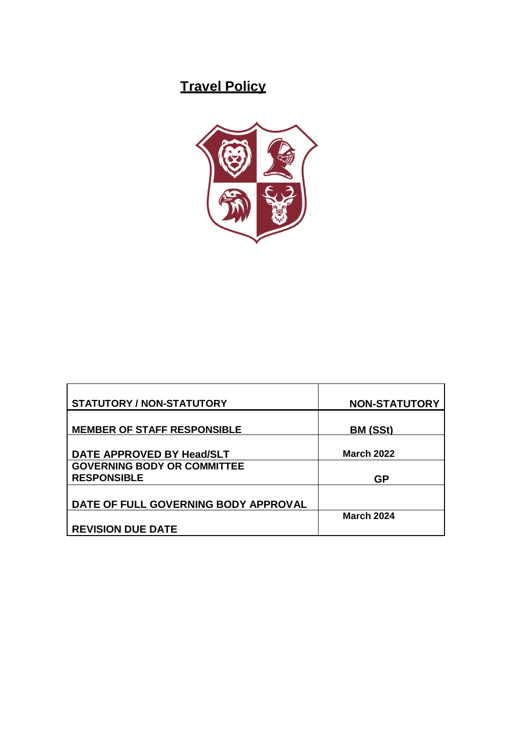# Travel Policy

| STATUTORY / NON-STATUTORY | NON-STATUTORY |
|---|---|
| MEMBER OF STAFF RESPONSIBLE | BM (SSt) |
| DATE APPROVED BY Head/SLT | March 2022 |
| GOVERNING BODY OR COMMITTEE RESPONSIBLE | GP |
| DATE OF FULL GOVERNING BODY APPROVAL | |
| REVISION DUE DATE | March 2024 |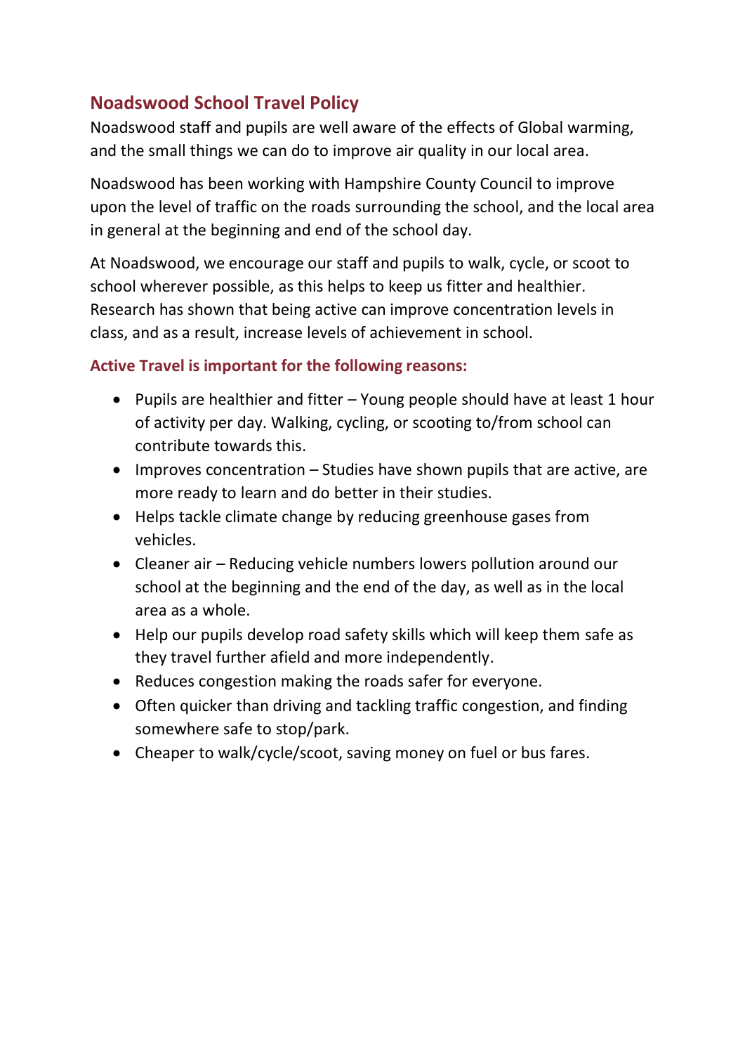## Noadswood School Travel Policy

Noadswood staff and pupils are well aware of the effects of Global warming, and the small things we can do to improve air quality in our local area.

Noadswood has been working with Hampshire County Council to improve upon the level of traffic on the roads surrounding the school, and the local area in general at the beginning and end of the school day.

At Noadswood, we encourage our staff and pupils to walk, cycle, or scoot to school wherever possible, as this helps to keep us fitter and healthier. Research has shown that being active can improve concentration levels in class, and as a result, increase levels of achievement in school.

### Active Travel is important for the following reasons:

- Pupils are healthier and fitter – Young people should have at least 1 hour of activity per day. Walking, cycling, or scooting to/from school can contribute towards this.
- Improves concentration – Studies have shown pupils that are active, are more ready to learn and do better in their studies.
- Helps tackle climate change by reducing greenhouse gases from vehicles.
- Cleaner air – Reducing vehicle numbers lowers pollution around our school at the beginning and the end of the day, as well as in the local area as a whole.
- Help our pupils develop road safety skills which will keep them safe as they travel further afield and more independently.
- Reduces congestion making the roads safer for everyone.
- Often quicker than driving and tackling traffic congestion, and finding somewhere safe to stop/park.
- Cheaper to walk/cycle/scoot, saving money on fuel or bus fares.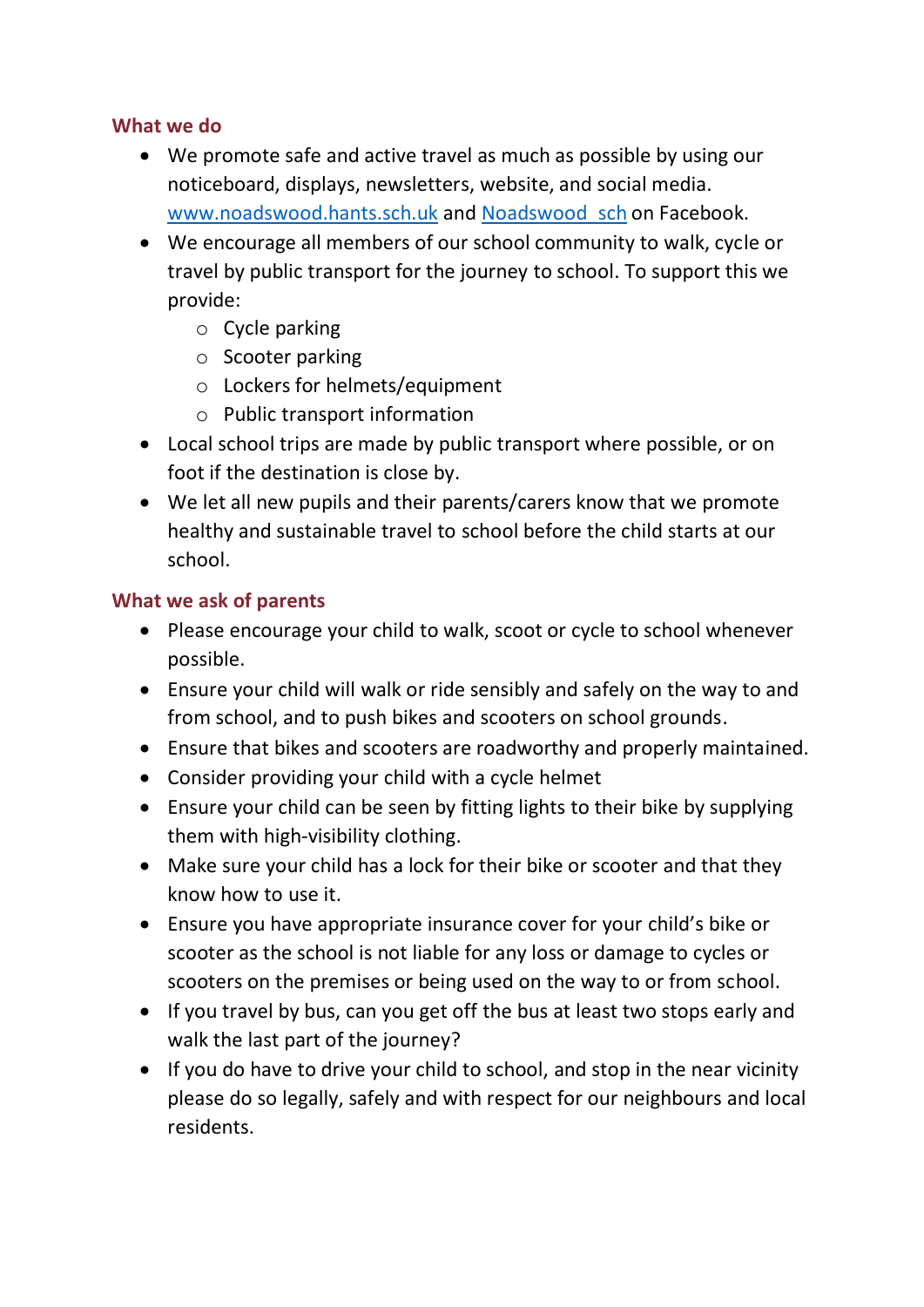## What we do

- We promote safe and active travel as much as possible by using our noticeboard, displays, newsletters, website, and social media. [www.noadswood.hants.sch.uk](http://www.noadswood.hants.sch.uk) and [Noadswood_sch]() on Facebook.
- We encourage all members of our school community to walk, cycle or travel by public transport for the journey to school. To support this we provide:
  - Cycle parking
  - Scooter parking
  - Lockers for helmets/equipment
  - Public transport information
- Local school trips are made by public transport where possible, or on foot if the destination is close by.
- We let all new pupils and their parents/carers know that we promote healthy and sustainable travel to school before the child starts at our school.

## What we ask of parents

- Please encourage your child to walk, scoot or cycle to school whenever possible.
- Ensure your child will walk or ride sensibly and safely on the way to and from school, and to push bikes and scooters on school grounds.
- Ensure that bikes and scooters are roadworthy and properly maintained.
- Consider providing your child with a cycle helmet
- Ensure your child can be seen by fitting lights to their bike by supplying them with high-visibility clothing.
- Make sure your child has a lock for their bike or scooter and that they know how to use it.
- Ensure you have appropriate insurance cover for your child's bike or scooter as the school is not liable for any loss or damage to cycles or scooters on the premises or being used on the way to or from school.
- If you travel by bus, can you get off the bus at least two stops early and walk the last part of the journey?
- If you do have to drive your child to school, and stop in the near vicinity please do so legally, safely and with respect for our neighbours and local residents.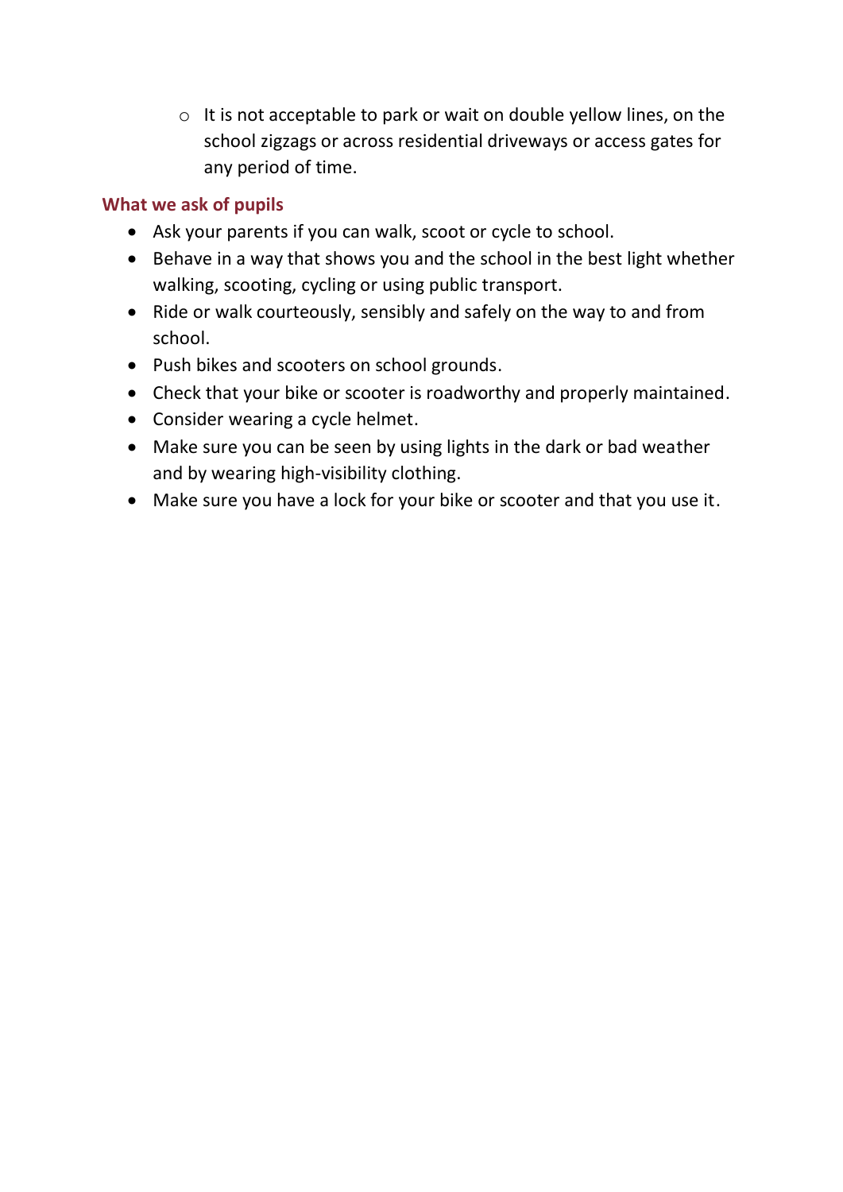- It is not acceptable to park or wait on double yellow lines, on the school zigzags or across residential driveways or access gates for any period of time.

### What we ask of pupils

- Ask your parents if you can walk, scoot or cycle to school.
- Behave in a way that shows you and the school in the best light whether walking, scooting, cycling or using public transport.
- Ride or walk courteously, sensibly and safely on the way to and from school.
- Push bikes and scooters on school grounds.
- Check that your bike or scooter is roadworthy and properly maintained.
- Consider wearing a cycle helmet.
- Make sure you can be seen by using lights in the dark or bad weather and by wearing high-visibility clothing.
- Make sure you have a lock for your bike or scooter and that you use it.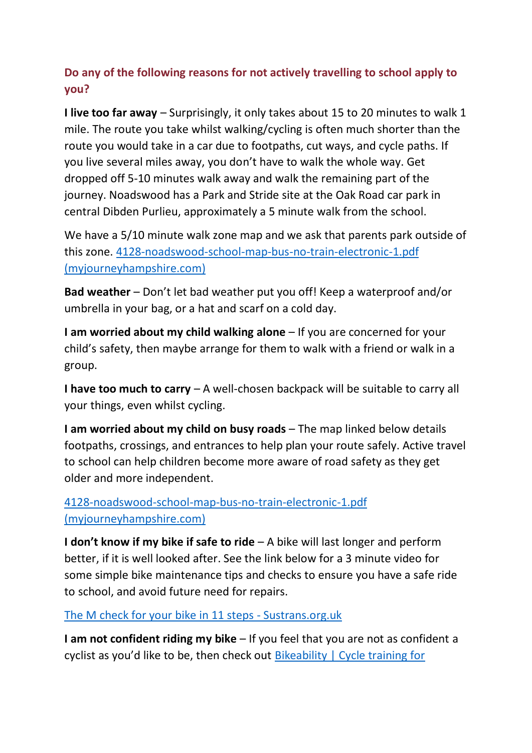## Do any of the following reasons for not actively travelling to school apply to you?

**I live too far away** – Surprisingly, it only takes about 15 to 20 minutes to walk 1 mile. The route you take whilst walking/cycling is often much shorter than the route you would take in a car due to footpaths, cut ways, and cycle paths. If you live several miles away, you don't have to walk the whole way. Get dropped off 5-10 minutes walk away and walk the remaining part of the journey. Noadswood has a Park and Stride site at the Oak Road car park in central Dibden Purlieu, approximately a 5 minute walk from the school.

We have a 5/10 minute walk zone map and we ask that parents park outside of this zone. [4128-noadswood-school-map-bus-no-train-electronic-1.pdf (myjourneyhampshire.com)]

**Bad weather** – Don't let bad weather put you off! Keep a waterproof and/or umbrella in your bag, or a hat and scarf on a cold day.

**I am worried about my child walking alone** – If you are concerned for your child's safety, then maybe arrange for them to walk with a friend or walk in a group.

**I have too much to carry** – A well-chosen backpack will be suitable to carry all your things, even whilst cycling.

**I am worried about my child on busy roads** – The map linked below details footpaths, crossings, and entrances to help plan your route safely. Active travel to school can help children become more aware of road safety as they get older and more independent.

[4128-noadswood-school-map-bus-no-train-electronic-1.pdf (myjourneyhampshire.com)]

**I don't know if my bike if safe to ride** – A bike will last longer and perform better, if it is well looked after. See the link below for a 3 minute video for some simple bike maintenance tips and checks to ensure you have a safe ride to school, and avoid future need for repairs.

[The M check for your bike in 11 steps - Sustrans.org.uk]

**I am not confident riding my bike** – If you feel that you are not as confident a cyclist as you'd like to be, then check out [Bikeability | Cycle training for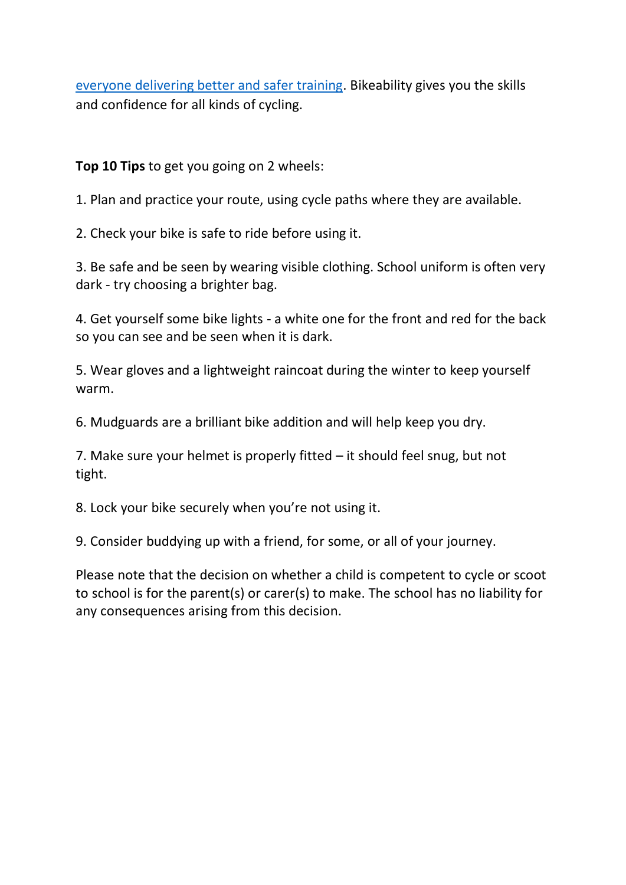everyone delivering better and safer training. Bikeability gives you the skills and confidence for all kinds of cycling.

**Top 10 Tips** to get you going on 2 wheels:

1. Plan and practice your route, using cycle paths where they are available.

2. Check your bike is safe to ride before using it.

3. Be safe and be seen by wearing visible clothing. School uniform is often very dark - try choosing a brighter bag.

4. Get yourself some bike lights - a white one for the front and red for the back so you can see and be seen when it is dark.

5. Wear gloves and a lightweight raincoat during the winter to keep yourself warm.

6. Mudguards are a brilliant bike addition and will help keep you dry.

7. Make sure your helmet is properly fitted – it should feel snug, but not tight.

8. Lock your bike securely when you're not using it.

9. Consider buddying up with a friend, for some, or all of your journey.

Please note that the decision on whether a child is competent to cycle or scoot to school is for the parent(s) or carer(s) to make. The school has no liability for any consequences arising from this decision.